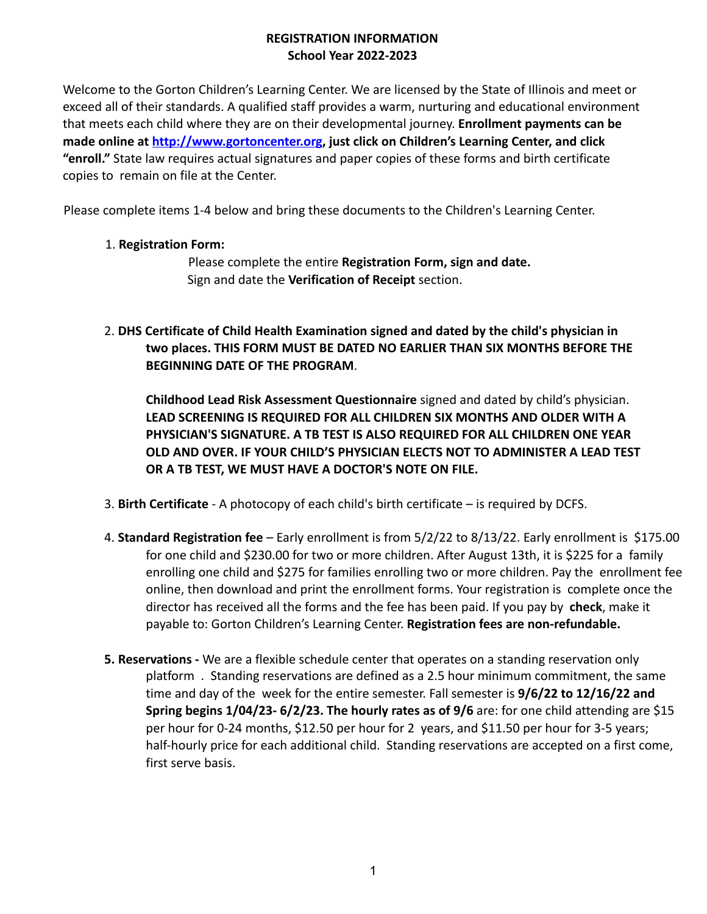# REGISTRATION INFORMATION
## School Year 2022-2023

Welcome to the Gorton Children's Learning Center. We are licensed by the State of Illinois and meet or exceed all of their standards. A qualified staff provides a warm, nurturing and educational environment that meets each child where they are on their developmental journey. **Enrollment payments can be made online at [http://www.gortoncenter.org](http://www.gortoncenter.org), just click on Children's Learning Center, and click "enroll."** State law requires actual signatures and paper copies of these forms and birth certificate copies to remain on file at the Center.

Please complete items 1-4 below and bring these documents to the Children's Learning Center.

1. **Registration Form:**

   Please complete the entire **Registration Form, sign and date.**
   Sign and date the **Verification of Receipt** section.

2. **DHS Certificate of Child Health Examination signed and dated by the child's physician in two places. THIS FORM MUST BE DATED NO EARLIER THAN SIX MONTHS BEFORE THE BEGINNING DATE OF THE PROGRAM**.

   **Childhood Lead Risk Assessment Questionnaire** signed and dated by child's physician. **LEAD SCREENING IS REQUIRED FOR ALL CHILDREN SIX MONTHS AND OLDER WITH A PHYSICIAN'S SIGNATURE. A TB TEST IS ALSO REQUIRED FOR ALL CHILDREN ONE YEAR OLD AND OVER. IF YOUR CHILD'S PHYSICIAN ELECTS NOT TO ADMINISTER A LEAD TEST OR A TB TEST, WE MUST HAVE A DOCTOR'S NOTE ON FILE.**

3. **Birth Certificate** - A photocopy of each child's birth certificate – is required by DCFS.

4. **Standard Registration fee** – Early enrollment is from 5/2/22 to 8/13/22. Early enrollment is $175.00 for one child and $230.00 for two or more children. After August 13th, it is $225 for a family enrolling one child and $275 for families enrolling two or more children. Pay the enrollment fee online, then download and print the enrollment forms. Your registration is complete once the director has received all the forms and the fee has been paid. If you pay by **check**, make it payable to: Gorton Children's Learning Center. **Registration fees are non-refundable.**

5. **Reservations -** We are a flexible schedule center that operates on a standing reservation only platform . Standing reservations are defined as a 2.5 hour minimum commitment, the same time and day of the week for the entire semester. Fall semester is **9/6/22 to 12/16/22 and Spring begins 1/04/23- 6/2/23. The hourly rates as of 9/6** are: for one child attending are $15 per hour for 0-24 months, $12.50 per hour for 2 years, and $11.50 per hour for 3-5 years; half-hourly price for each additional child. Standing reservations are accepted on a first come, first serve basis.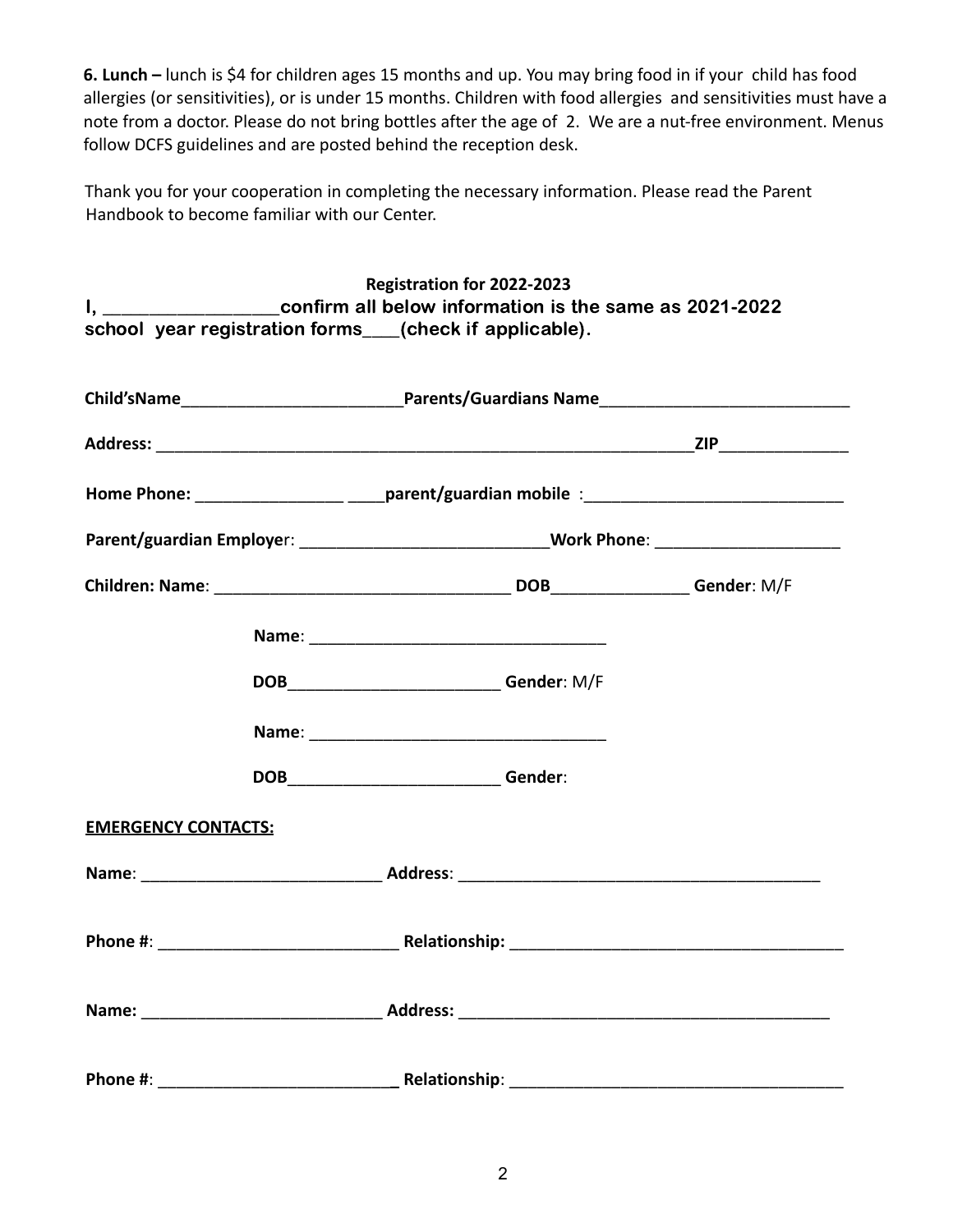**6. Lunch –** lunch is $4 for children ages 15 months and up. You may bring food in if your child has food allergies (or sensitivities), or is under 15 months. Children with food allergies and sensitivities must have a note from a doctor. Please do not bring bottles after the age of 2. We are a nut-free environment. Menus follow DCFS guidelines and are posted behind the reception desk.

Thank you for your cooperation in completing the necessary information. Please read the Parent Handbook to become familiar with our Center.

**Registration for 2022-2023**

**I, _________________confirm all below information is the same as 2021-2022 school year registration forms___(check if applicable).**

**Child'sName________________________Parents/Guardians Name___________________________**

**Address:** _____________________________________________________________**ZIP**______________

**Home Phone:** ________________ ____**parent/guardian mobile** :____________________________

**Parent/guardian Employe**r: ___________________________**Work Phone**: ____________________

**Children: Name**: ________________________________ **DOB**_______________ **Gender**: M/F

**Name**: ________________________________

**DOB**_______________________ **Gender**: M/F

**Name**: ________________________________

**DOB**_______________________ **Gender**:

**EMERGENCY CONTACTS:**

**Name**: __________________________ **Address**: ________________________________________

**Phone #**: __________________________ **Relationship:** ____________________________________

**Name:** __________________________ **Address:** ________________________________________

**Phone #**: __________________________ **Relationship**: ____________________________________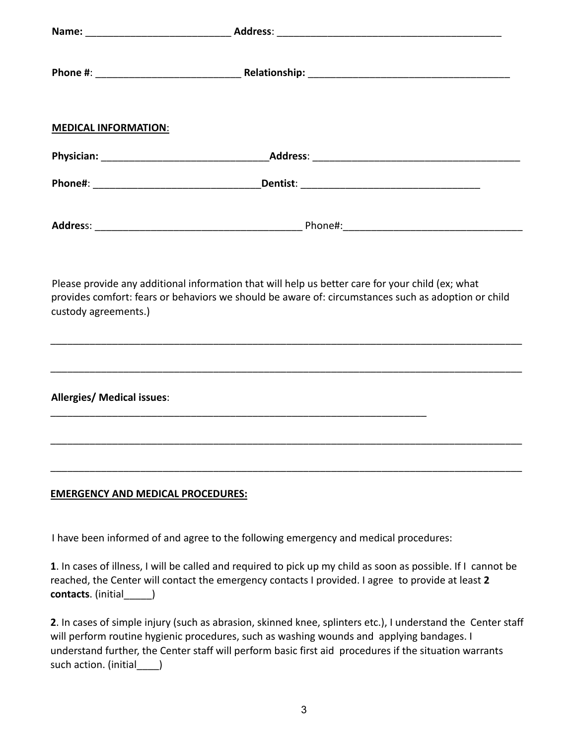**Name:** __________________________ **Address**: _________________________________________

**Phone #**: __________________________ **Relationship:** _____________________________________

**MEDICAL INFORMATION**:

**Physician:** ______________________________**Address**: ______________________________________

**Phone#**: ______________________________**Dentist**: ________________________________

**Address**: _____________________________________ Phone#:________________________________

Please provide any additional information that will help us better care for your child (ex; what provides comfort: fears or behaviors we should be aware of: circumstances such as adoption or child custody agreements.)

_____________________________________________________________________________________

_____________________________________________________________________________________

**Allergies/ Medical issues**:

______________________________________________________________________

_____________________________________________________________________________________

_____________________________________________________________________________________

**EMERGENCY AND MEDICAL PROCEDURES:**

I have been informed of and agree to the following emergency and medical procedures:

**1**. In cases of illness, I will be called and required to pick up my child as soon as possible. If I cannot be reached, the Center will contact the emergency contacts I provided. I agree to provide at least **2 contacts**. (initial_____)

**2**. In cases of simple injury (such as abrasion, skinned knee, splinters etc.), I understand the Center staff will perform routine hygienic procedures, such as washing wounds and applying bandages. I understand further, the Center staff will perform basic first aid procedures if the situation warrants such action. (initial____)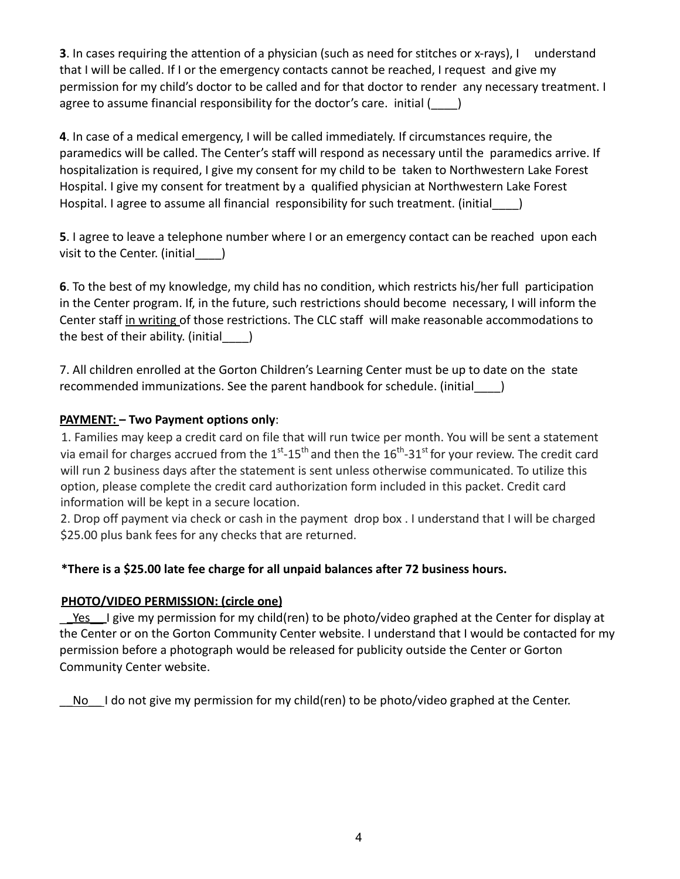**3**. In cases requiring the attention of a physician (such as need for stitches or x-rays), I understand that I will be called. If I or the emergency contacts cannot be reached, I request and give my permission for my child's doctor to be called and for that doctor to render any necessary treatment. I agree to assume financial responsibility for the doctor's care. initial (____)

**4**. In case of a medical emergency, I will be called immediately. If circumstances require, the paramedics will be called. The Center's staff will respond as necessary until the paramedics arrive. If hospitalization is required, I give my consent for my child to be taken to Northwestern Lake Forest Hospital. I give my consent for treatment by a qualified physician at Northwestern Lake Forest Hospital. I agree to assume all financial responsibility for such treatment. (initial____)

**5**. I agree to leave a telephone number where I or an emergency contact can be reached upon each visit to the Center. (initial____)

**6**. To the best of my knowledge, my child has no condition, which restricts his/her full participation in the Center program. If, in the future, such restrictions should become necessary, I will inform the Center staff <u>in writing</u> of those restrictions. The CLC staff will make reasonable accommodations to the best of their ability. (initial____)

7. All children enrolled at the Gorton Children's Learning Center must be up to date on the state recommended immunizations. See the parent handbook for schedule. (initial____)

**<u>PAYMENT:</u> – Two Payment options only**:

1. Families may keep a credit card on file that will run twice per month. You will be sent a statement via email for charges accrued from the 1st-15th and then the 16th-31st for your review. The credit card will run 2 business days after the statement is sent unless otherwise communicated. To utilize this option, please complete the credit card authorization form included in this packet. Credit card information will be kept in a secure location.
2. Drop off payment via check or cash in the payment drop box . I understand that I will be charged $25.00 plus bank fees for any checks that are returned.

**\*There is a $25.00 late fee charge for all unpaid balances after 72 business hours.**

**<u>PHOTO/VIDEO PERMISSION: (circle one)</u>**

__Yes__ I give my permission for my child(ren) to be photo/video graphed at the Center for display at the Center or on the Gorton Community Center website. I understand that I would be contacted for my permission before a photograph would be released for publicity outside the Center or Gorton Community Center website.

__No__ I do not give my permission for my child(ren) to be photo/video graphed at the Center.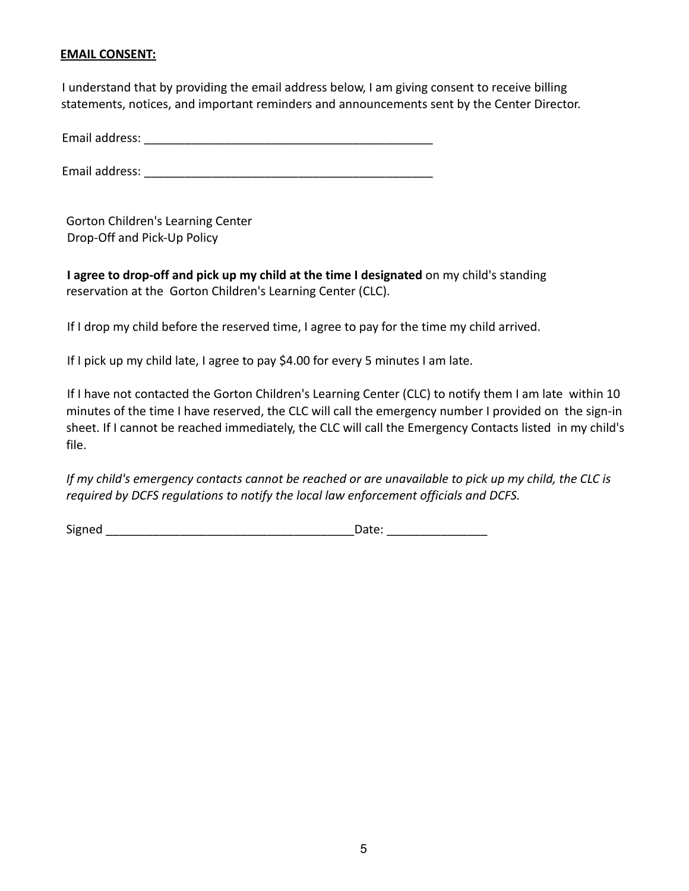**<u>EMAIL CONSENT:</u>**

I understand that by providing the email address below, I am giving consent to receive billing statements, notices, and important reminders and announcements sent by the Center Director.

Email address: ____________________________________________

Email address: ____________________________________________

Gorton Children's Learning Center
Drop-Off and Pick-Up Policy

**I agree to drop-off and pick up my child at the time I designated** on my child's standing reservation at the Gorton Children's Learning Center (CLC).

If I drop my child before the reserved time, I agree to pay for the time my child arrived.

If I pick up my child late, I agree to pay $4.00 for every 5 minutes I am late.

If I have not contacted the Gorton Children's Learning Center (CLC) to notify them I am late within 10 minutes of the time I have reserved, the CLC will call the emergency number I provided on the sign-in sheet. If I cannot be reached immediately, the CLC will call the Emergency Contacts listed in my child's file.

*If my child's emergency contacts cannot be reached or are unavailable to pick up my child, the CLC is required by DCFS regulations to notify the local law enforcement officials and DCFS.*

Signed _____________________________________Date: _______________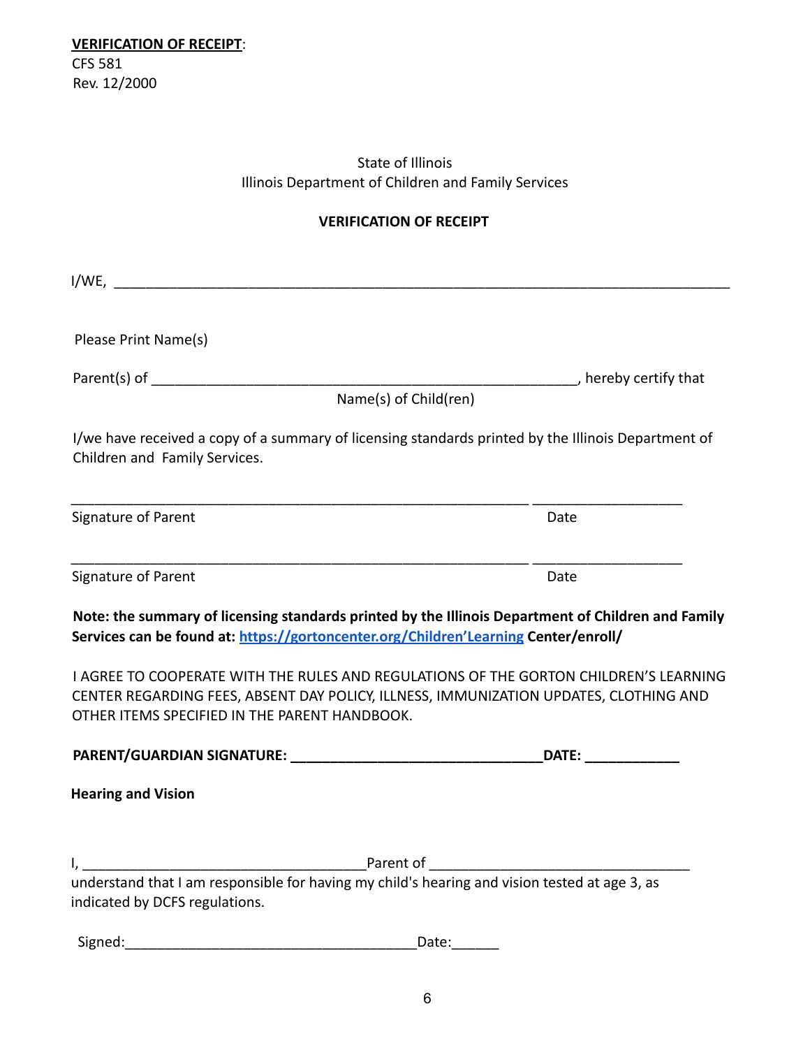**VERIFICATION OF RECEIPT**:
CFS 581
Rev. 12/2000

State of Illinois
Illinois Department of Children and Family Services

**VERIFICATION OF RECEIPT**

I/WE, ______________________________________________________________________________

Please Print Name(s)

Parent(s) of _______________________________________________________, hereby certify that
Name(s) of Child(ren)

I/we have received a copy of a summary of licensing standards printed by the Illinois Department of Children and Family Services.

__________________________________________________________ ___________________
Signature of Parent Date

__________________________________________________________ ___________________
Signature of Parent Date

**Note: the summary of licensing standards printed by the Illinois Department of Children and Family Services can be found at: [https://gortoncenter.org/Children'Learning](https://gortoncenter.org/Children'Learning) Center/enroll/**

I AGREE TO COOPERATE WITH THE RULES AND REGULATIONS OF THE GORTON CHILDREN'S LEARNING CENTER REGARDING FEES, ABSENT DAY POLICY, ILLNESS, IMMUNIZATION UPDATES, CLOTHING AND OTHER ITEMS SPECIFIED IN THE PARENT HANDBOOK.

**PARENT/GUARDIAN SIGNATURE: ________________________________DATE: ____________**

**Hearing and Vision**

I, ___________________________________Parent of _________________________________
understand that I am responsible for having my child's hearing and vision tested at age 3, as indicated by DCFS regulations.

Signed:_____________________________________Date:______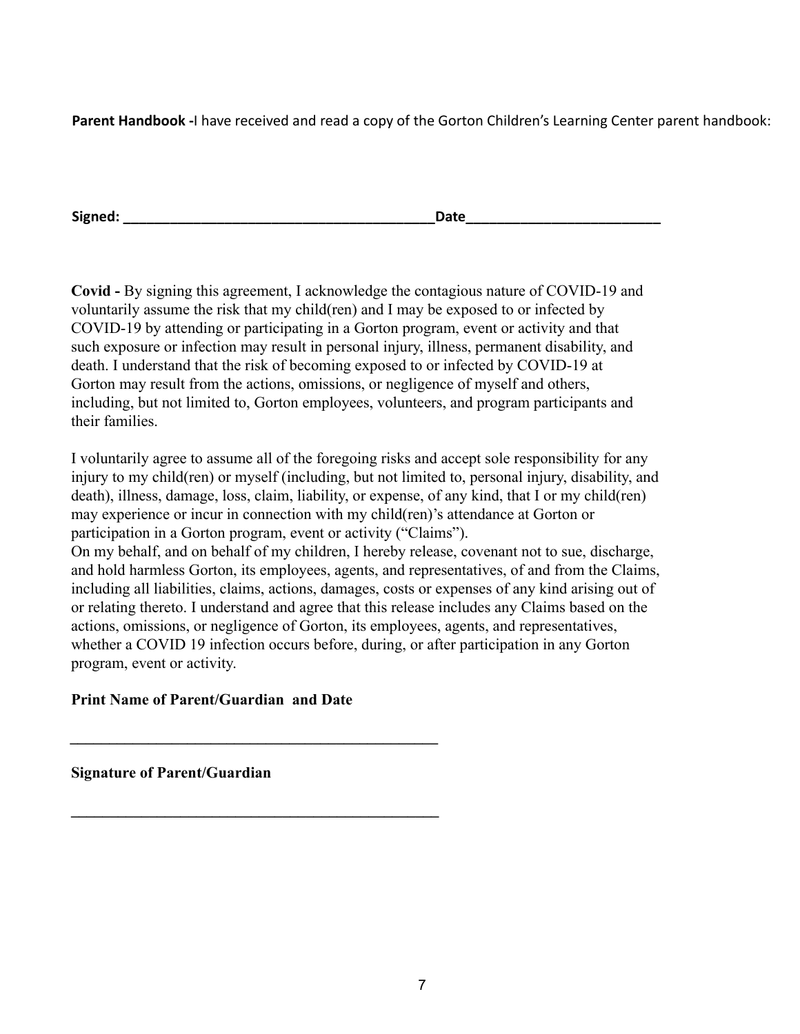**Parent Handbook -**I have received and read a copy of the Gorton Children's Learning Center parent handbook:

**Signed: \_\_\_\_\_\_\_\_\_\_\_\_\_\_\_\_\_\_\_\_\_\_\_\_\_\_\_\_\_\_\_\_\_\_\_\_\_\_\_\_\_\_Date\_\_\_\_\_\_\_\_\_\_\_\_\_\_\_\_\_\_\_\_\_\_\_\_\_\_**

**Covid -** By signing this agreement, I acknowledge the contagious nature of COVID-19 and voluntarily assume the risk that my child(ren) and I may be exposed to or infected by COVID-19 by attending or participating in a Gorton program, event or activity and that such exposure or infection may result in personal injury, illness, permanent disability, and death. I understand that the risk of becoming exposed to or infected by COVID-19 at Gorton may result from the actions, omissions, or negligence of myself and others, including, but not limited to, Gorton employees, volunteers, and program participants and their families.

I voluntarily agree to assume all of the foregoing risks and accept sole responsibility for any injury to my child(ren) or myself (including, but not limited to, personal injury, disability, and death), illness, damage, loss, claim, liability, or expense, of any kind, that I or my child(ren) may experience or incur in connection with my child(ren)'s attendance at Gorton or participation in a Gorton program, event or activity ("Claims").
On my behalf, and on behalf of my children, I hereby release, covenant not to sue, discharge, and hold harmless Gorton, its employees, agents, and representatives, of and from the Claims, including all liabilities, claims, actions, damages, costs or expenses of any kind arising out of or relating thereto. I understand and agree that this release includes any Claims based on the actions, omissions, or negligence of Gorton, its employees, agents, and representatives, whether a COVID 19 infection occurs before, during, or after participation in any Gorton program, event or activity.

**Print Name of Parent/Guardian and Date**

\_\_\_\_\_\_\_\_\_\_\_\_\_\_\_\_\_\_\_\_\_\_\_\_\_\_\_\_\_\_\_\_\_\_\_\_\_\_\_\_\_\_\_\_\_\_\_\_

**Signature of Parent/Guardian**

\_\_\_\_\_\_\_\_\_\_\_\_\_\_\_\_\_\_\_\_\_\_\_\_\_\_\_\_\_\_\_\_\_\_\_\_\_\_\_\_\_\_\_\_\_\_\_\_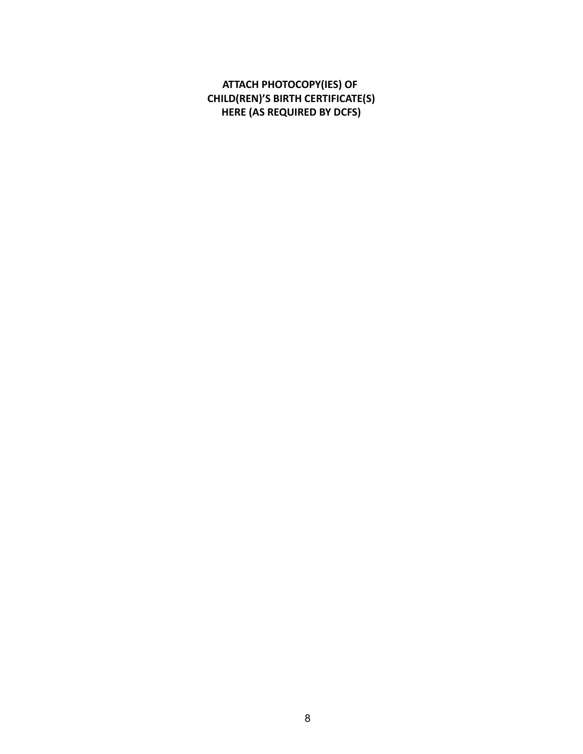**ATTACH PHOTOCOPY(IES) OF CHILD(REN)'S BIRTH CERTIFICATE(S) HERE (AS REQUIRED BY DCFS)**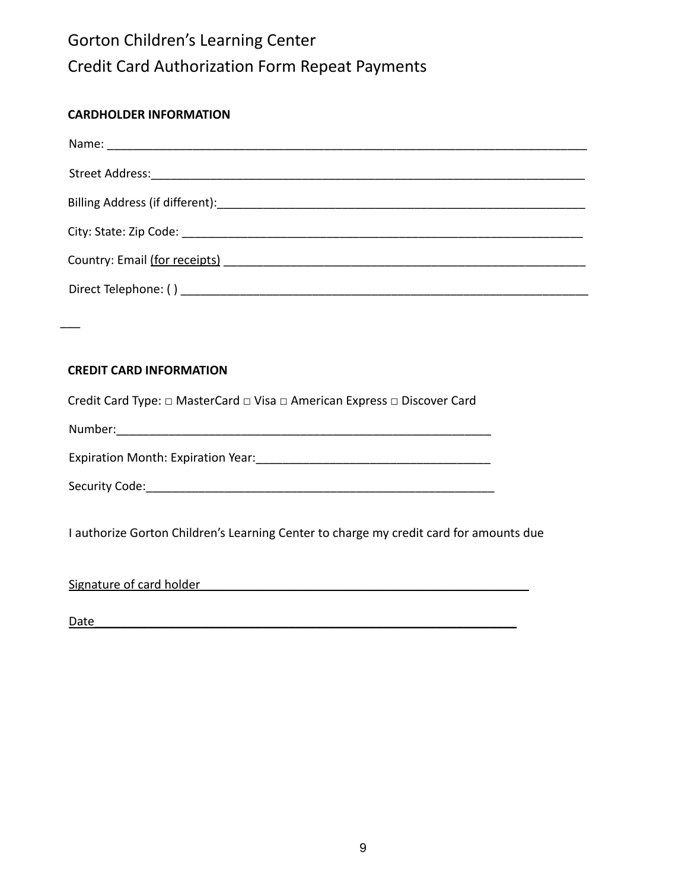# Gorton Children's Learning Center

# Credit Card Authorization Form Repeat Payments

**CARDHOLDER INFORMATION**

Name: ___________________________________________________________________________

Street Address:_____________________________________________________________________

Billing Address (if different):__________________________________________________________

City: State: Zip Code: ______________________________________________________________

Country: Email (for receipts) _________________________________________________________

Direct Telephone: ( ) _______________________________________________________________

___

**CREDIT CARD INFORMATION**

Credit Card Type: □ MasterCard □ Visa □ American Express □ Discover Card

Number:__________________________________________________________

Expiration Month: Expiration Year:____________________________________

Security Code:______________________________________________________

I authorize Gorton Children's Learning Center to charge my credit card for amounts due

Signature of card holder ____________________________________________________

Date ______________________________________________________________________